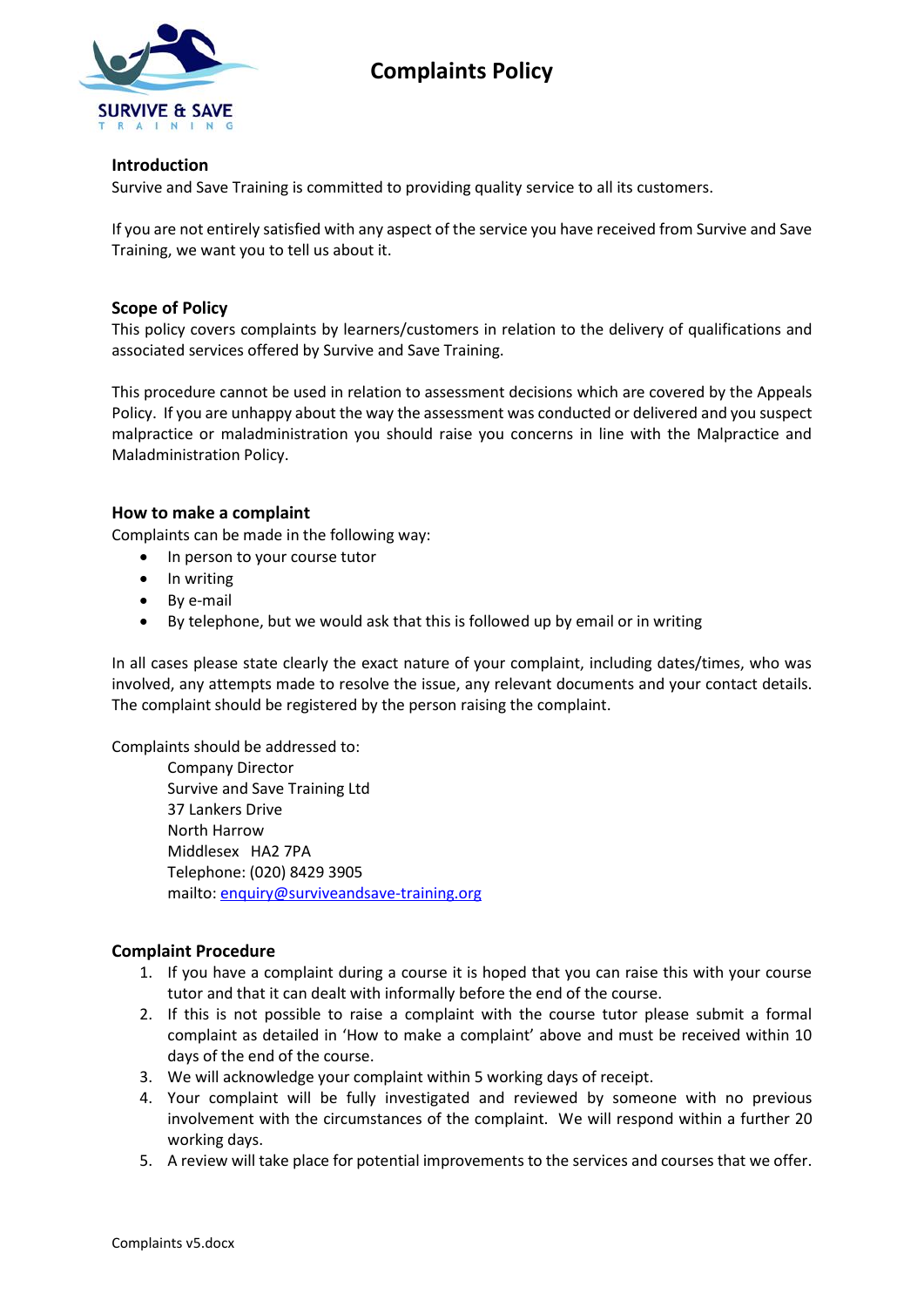# Complaints Policy

## Introduction

Survive and Save Training is committed to providing quality service to all its customers.

If you are not entirely satisfied with any aspect of the service you have received from Survive and Save Training, we want you to tell us about it.

## Scope of Policy

This policy covers complaints by learners/customers in relation to the delivery of qualifications and associated services offered by Survive and Save Training.

This procedure cannot be used in relation to assessment decisions which are covered by the Appeals Policy. If you are unhappy about the way the assessment was conducted or delivered and you suspect malpractice or maladministration you should raise you concerns in line with the Malpractice and Maladministration Policy.

## How to make a complaint

Complaints can be made in the following way:

- In person to your course tutor
- In writing
- By e-mail
- By telephone, but we would ask that this is followed up by email or in writing

In all cases please state clearly the exact nature of your complaint, including dates/times, who was involved, any attempts made to resolve the issue, any relevant documents and your contact details. The complaint should be registered by the person raising the complaint.

Complaints should be addressed to:

Company Director
Survive and Save Training Ltd
37 Lankers Drive
North Harrow
Middlesex HA2 7PA
Telephone: (020) 8429 3905
mailto: enquiry@surviveandsave-training.org

## Complaint Procedure

1. If you have a complaint during a course it is hoped that you can raise this with your course tutor and that it can dealt with informally before the end of the course.
2. If this is not possible to raise a complaint with the course tutor please submit a formal complaint as detailed in 'How to make a complaint' above and must be received within 10 days of the end of the course.
3. We will acknowledge your complaint within 5 working days of receipt.
4. Your complaint will be fully investigated and reviewed by someone with no previous involvement with the circumstances of the complaint. We will respond within a further 20 working days.
5. A review will take place for potential improvements to the services and courses that we offer.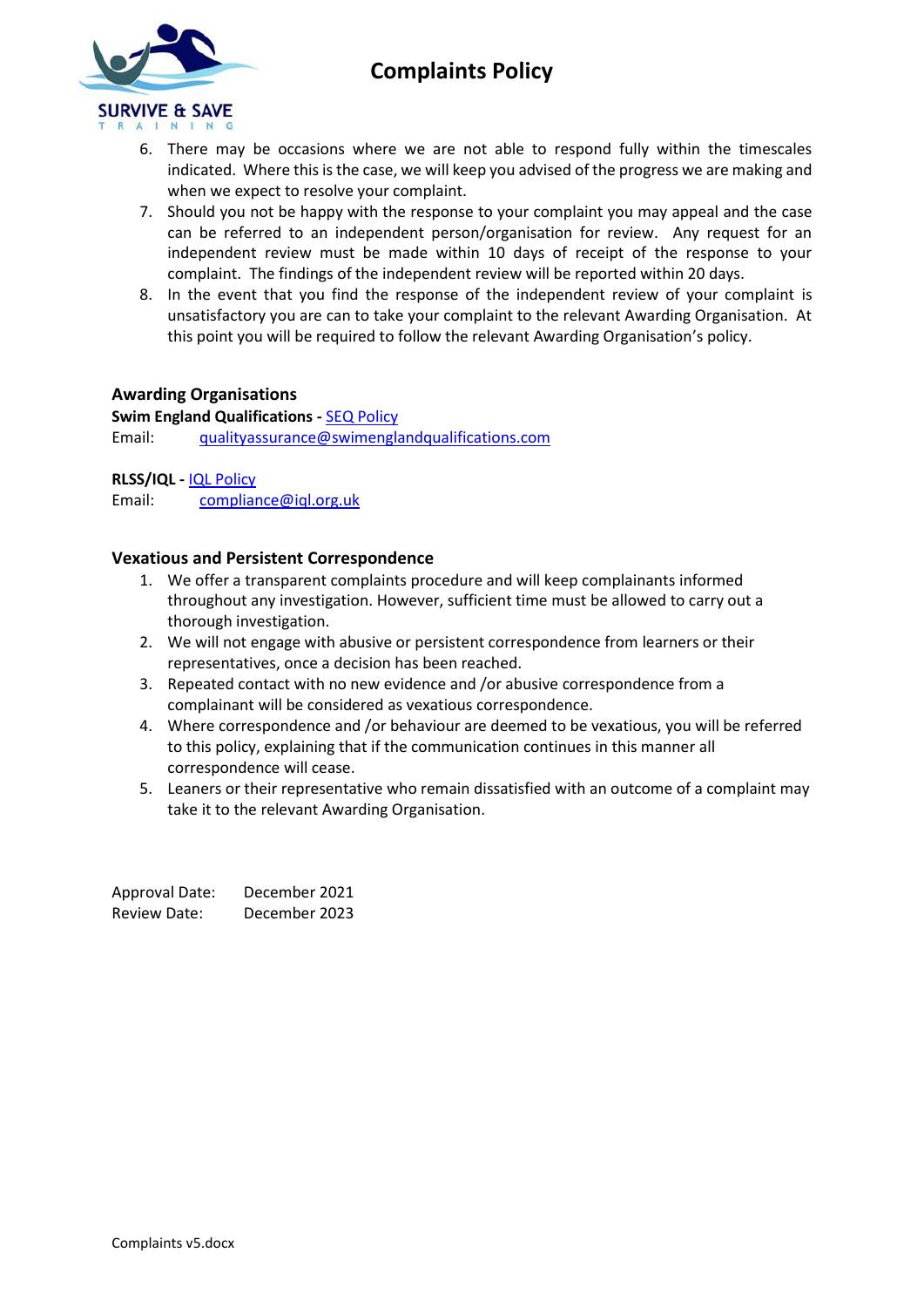6. There may be occasions where we are not able to respond fully within the timescales indicated. Where this is the case, we will keep you advised of the progress we are making and when we expect to resolve your complaint.
7. Should you not be happy with the response to your complaint you may appeal and the case can be referred to an independent person/organisation for review. Any request for an independent review must be made within 10 days of receipt of the response to your complaint. The findings of the independent review will be reported within 20 days.
8. In the event that you find the response of the independent review of your complaint is unsatisfactory you are can to take your complaint to the relevant Awarding Organisation. At this point you will be required to follow the relevant Awarding Organisation's policy.

## Awarding Organisations

**Swim England Qualifications -** SEQ Policy
Email: qualityassurance@swimenglandqualifications.com

**RLSS/IQL -** IQL Policy
Email: compliance@iql.org.uk

## Vexatious and Persistent Correspondence

1. We offer a transparent complaints procedure and will keep complainants informed throughout any investigation. However, sufficient time must be allowed to carry out a thorough investigation.
2. We will not engage with abusive or persistent correspondence from learners or their representatives, once a decision has been reached.
3. Repeated contact with no new evidence and /or abusive correspondence from a complainant will be considered as vexatious correspondence.
4. Where correspondence and /or behaviour are deemed to be vexatious, you will be referred to this policy, explaining that if the communication continues in this manner all correspondence will cease.
5. Leaners or their representative who remain dissatisfied with an outcome of a complaint may take it to the relevant Awarding Organisation.

Approval Date: December 2021
Review Date: December 2023

Complaints v5.docx